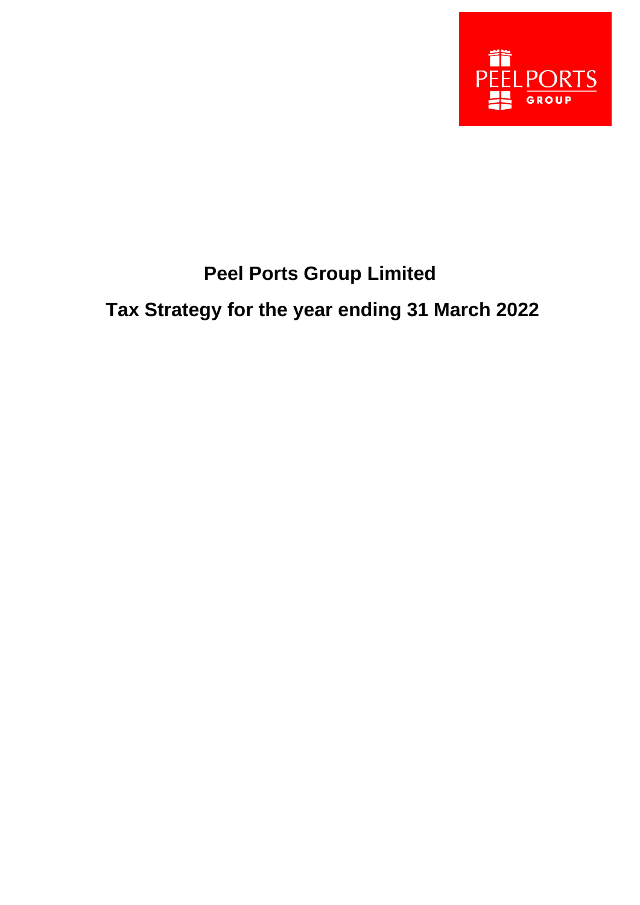# Peel Ports Group Limited

## Tax Strategy for the year ending 31 March 2022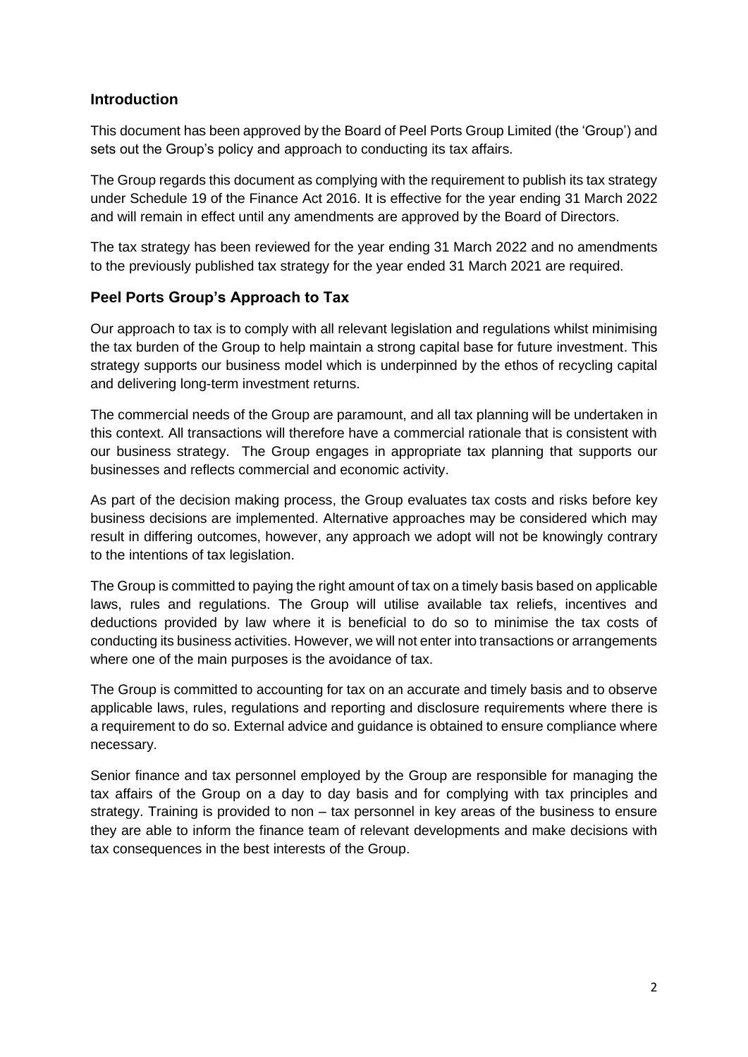## Introduction

This document has been approved by the Board of Peel Ports Group Limited (the 'Group') and sets out the Group's policy and approach to conducting its tax affairs.

The Group regards this document as complying with the requirement to publish its tax strategy under Schedule 19 of the Finance Act 2016. It is effective for the year ending 31 March 2022 and will remain in effect until any amendments are approved by the Board of Directors.

The tax strategy has been reviewed for the year ending 31 March 2022 and no amendments to the previously published tax strategy for the year ended 31 March 2021 are required.

## Peel Ports Group's Approach to Tax

Our approach to tax is to comply with all relevant legislation and regulations whilst minimising the tax burden of the Group to help maintain a strong capital base for future investment. This strategy supports our business model which is underpinned by the ethos of recycling capital and delivering long-term investment returns.

The commercial needs of the Group are paramount, and all tax planning will be undertaken in this context. All transactions will therefore have a commercial rationale that is consistent with our business strategy. The Group engages in appropriate tax planning that supports our businesses and reflects commercial and economic activity.

As part of the decision making process, the Group evaluates tax costs and risks before key business decisions are implemented. Alternative approaches may be considered which may result in differing outcomes, however, any approach we adopt will not be knowingly contrary to the intentions of tax legislation.

The Group is committed to paying the right amount of tax on a timely basis based on applicable laws, rules and regulations. The Group will utilise available tax reliefs, incentives and deductions provided by law where it is beneficial to do so to minimise the tax costs of conducting its business activities. However, we will not enter into transactions or arrangements where one of the main purposes is the avoidance of tax.

The Group is committed to accounting for tax on an accurate and timely basis and to observe applicable laws, rules, regulations and reporting and disclosure requirements where there is a requirement to do so. External advice and guidance is obtained to ensure compliance where necessary.

Senior finance and tax personnel employed by the Group are responsible for managing the tax affairs of the Group on a day to day basis and for complying with tax principles and strategy. Training is provided to non – tax personnel in key areas of the business to ensure they are able to inform the finance team of relevant developments and make decisions with tax consequences in the best interests of the Group.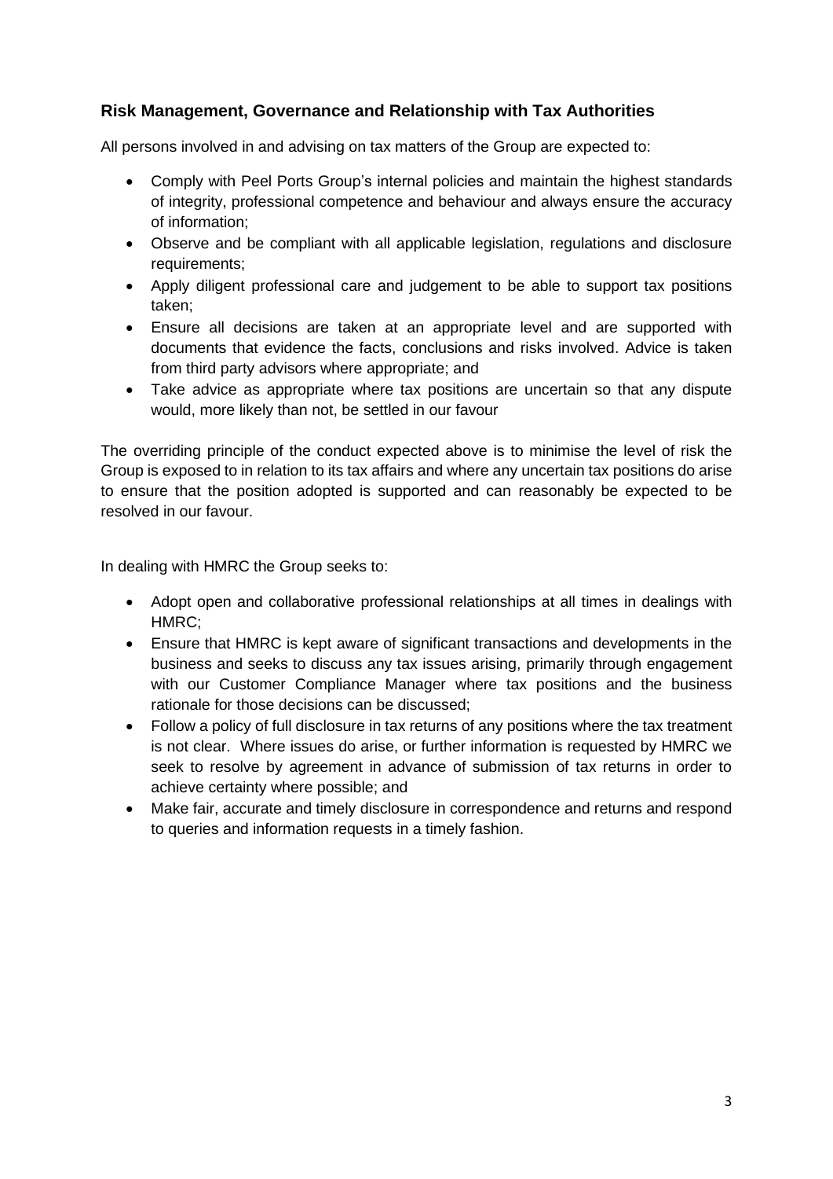## Risk Management, Governance and Relationship with Tax Authorities

All persons involved in and advising on tax matters of the Group are expected to:

- Comply with Peel Ports Group's internal policies and maintain the highest standards of integrity, professional competence and behaviour and always ensure the accuracy of information;
- Observe and be compliant with all applicable legislation, regulations and disclosure requirements;
- Apply diligent professional care and judgement to be able to support tax positions taken;
- Ensure all decisions are taken at an appropriate level and are supported with documents that evidence the facts, conclusions and risks involved. Advice is taken from third party advisors where appropriate; and
- Take advice as appropriate where tax positions are uncertain so that any dispute would, more likely than not, be settled in our favour

The overriding principle of the conduct expected above is to minimise the level of risk the Group is exposed to in relation to its tax affairs and where any uncertain tax positions do arise to ensure that the position adopted is supported and can reasonably be expected to be resolved in our favour.

In dealing with HMRC the Group seeks to:

- Adopt open and collaborative professional relationships at all times in dealings with HMRC;
- Ensure that HMRC is kept aware of significant transactions and developments in the business and seeks to discuss any tax issues arising, primarily through engagement with our Customer Compliance Manager where tax positions and the business rationale for those decisions can be discussed;
- Follow a policy of full disclosure in tax returns of any positions where the tax treatment is not clear. Where issues do arise, or further information is requested by HMRC we seek to resolve by agreement in advance of submission of tax returns in order to achieve certainty where possible; and
- Make fair, accurate and timely disclosure in correspondence and returns and respond to queries and information requests in a timely fashion.